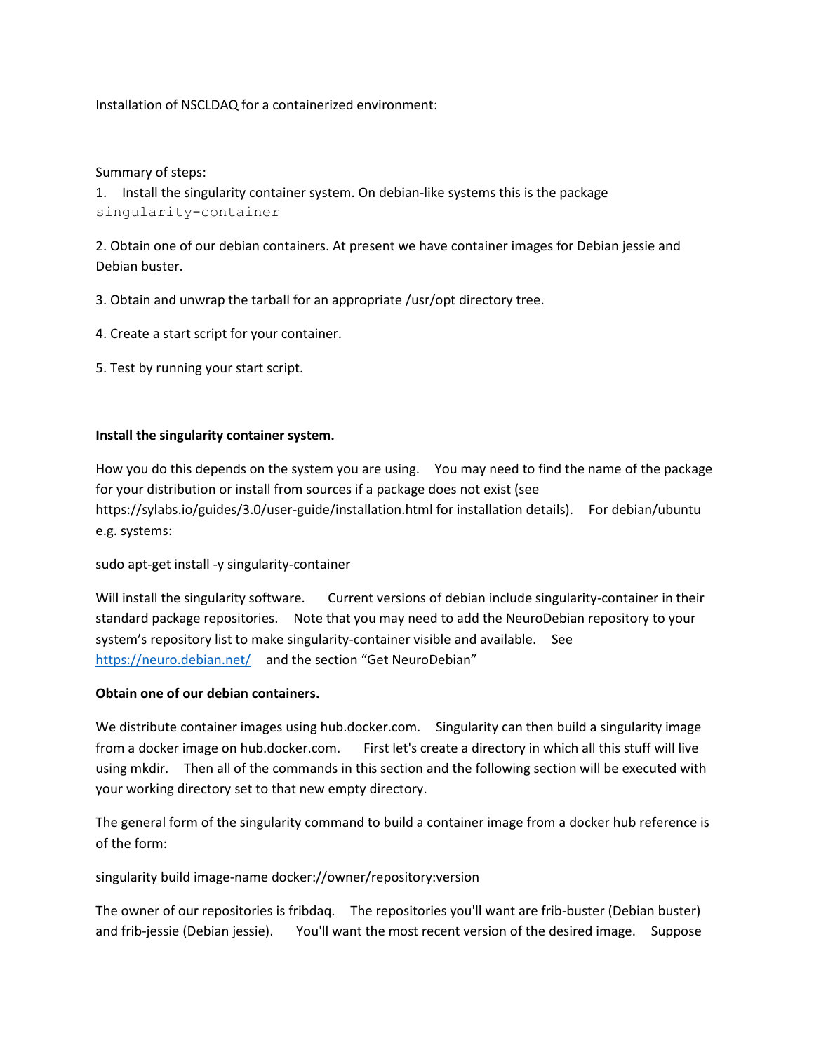Installation of NSCLDAQ for a containerized environment:

Summary of steps:

1. Install the singularity container system. On debian-like systems this is the package `singularity-container`
2. Obtain one of our debian containers. At present we have container images for Debian jessie and Debian buster.
3. Obtain and unwrap the tarball for an appropriate /usr/opt directory tree.
4. Create a start script for your container.
5. Test by running your start script.

**Install the singularity container system.**

How you do this depends on the system you are using. You may need to find the name of the package for your distribution or install from sources if a package does not exist (see https://sylabs.io/guides/3.0/user-guide/installation.html for installation details). For debian/ubuntu e.g. systems:

```
sudo apt-get install -y singularity-container
```

Will install the singularity software. Current versions of debian include singularity-container in their standard package repositories. Note that you may need to add the NeuroDebian repository to your system's repository list to make singularity-container visible and available. See https://neuro.debian.net/ and the section "Get NeuroDebian"

**Obtain one of our debian containers.**

We distribute container images using hub.docker.com. Singularity can then build a singularity image from a docker image on hub.docker.com. First let's create a directory in which all this stuff will live using mkdir. Then all of the commands in this section and the following section will be executed with your working directory set to that new empty directory.

The general form of the singularity command to build a container image from a docker hub reference is of the form:

```
singularity build image-name docker://owner/repository:version
```

The owner of our repositories is fribdaq. The repositories you'll want are frib-buster (Debian buster) and frib-jessie (Debian jessie). You'll want the most recent version of the desired image. Suppose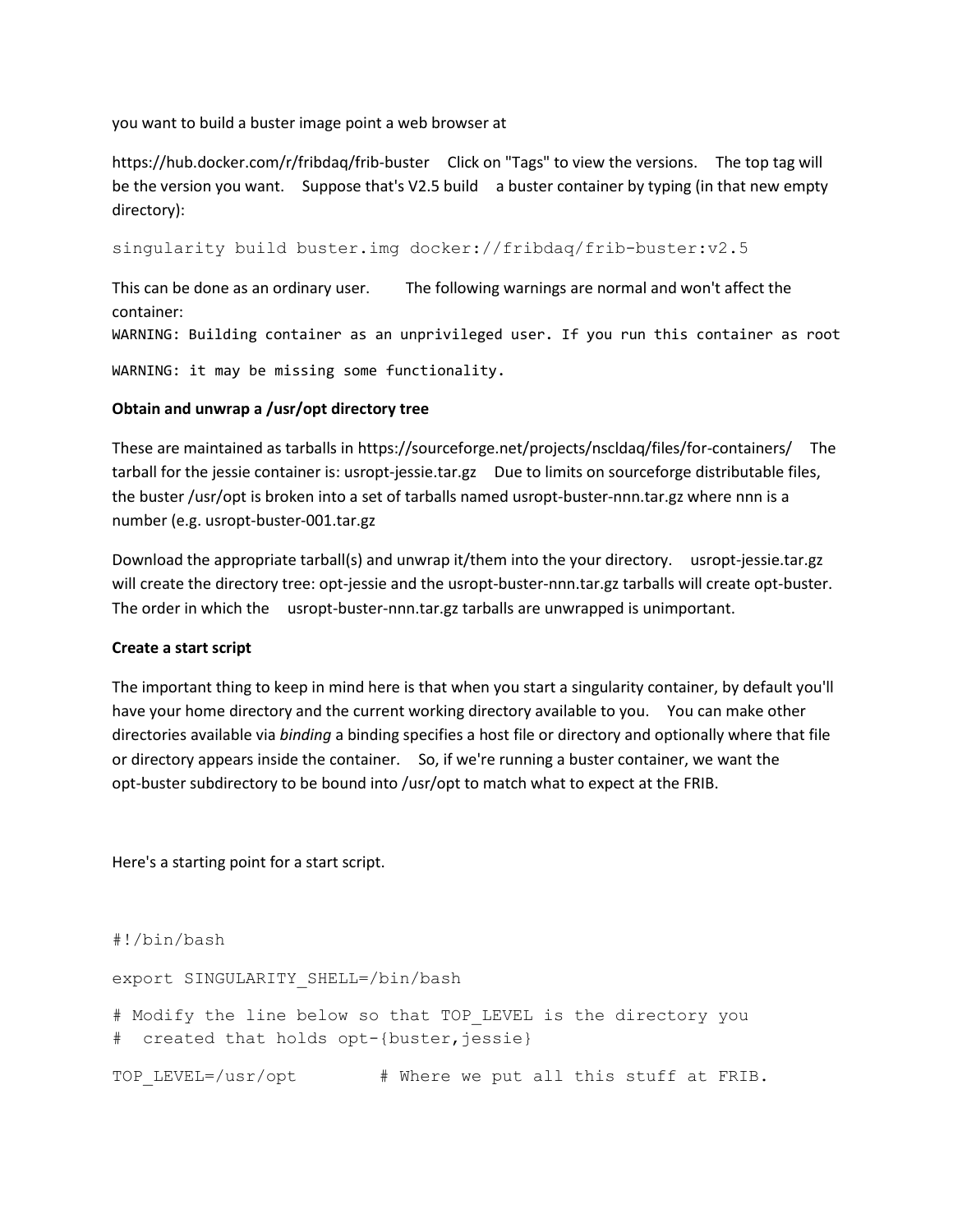you want to build a buster image point a web browser at

https://hub.docker.com/r/fribdaq/frib-buster Click on "Tags" to view the versions. The top tag will be the version you want. Suppose that's V2.5 build a buster container by typing (in that new empty directory):

```
singularity build buster.img docker://fribdaq/frib-buster:v2.5
```

This can be done as an ordinary user. The following warnings are normal and won't affect the container:

```
WARNING: Building container as an unprivileged user. If you run this container as root
WARNING: it may be missing some functionality.
```

**Obtain and unwrap a /usr/opt directory tree**

These are maintained as tarballs in https://sourceforge.net/projects/nscldaq/files/for-containers/ The tarball for the jessie container is: usropt-jessie.tar.gz Due to limits on sourceforge distributable files, the buster /usr/opt is broken into a set of tarballs named usropt-buster-nnn.tar.gz where nnn is a number (e.g. usropt-buster-001.tar.gz

Download the appropriate tarball(s) and unwrap it/them into the your directory. usropt-jessie.tar.gz will create the directory tree: opt-jessie and the usropt-buster-nnn.tar.gz tarballs will create opt-buster. The order in which the usropt-buster-nnn.tar.gz tarballs are unwrapped is unimportant.

**Create a start script**

The important thing to keep in mind here is that when you start a singularity container, by default you'll have your home directory and the current working directory available to you. You can make other directories available via *binding* a binding specifies a host file or directory and optionally where that file or directory appears inside the container. So, if we're running a buster container, we want the opt-buster subdirectory to be bound into /usr/opt to match what to expect at the FRIB.

Here's a starting point for a start script.

```
#!/bin/bash

export SINGULARITY_SHELL=/bin/bash

# Modify the line below so that TOP_LEVEL is the directory you
#  created that holds opt-{buster,jessie}

TOP_LEVEL=/usr/opt        # Where we put all this stuff at FRIB.
```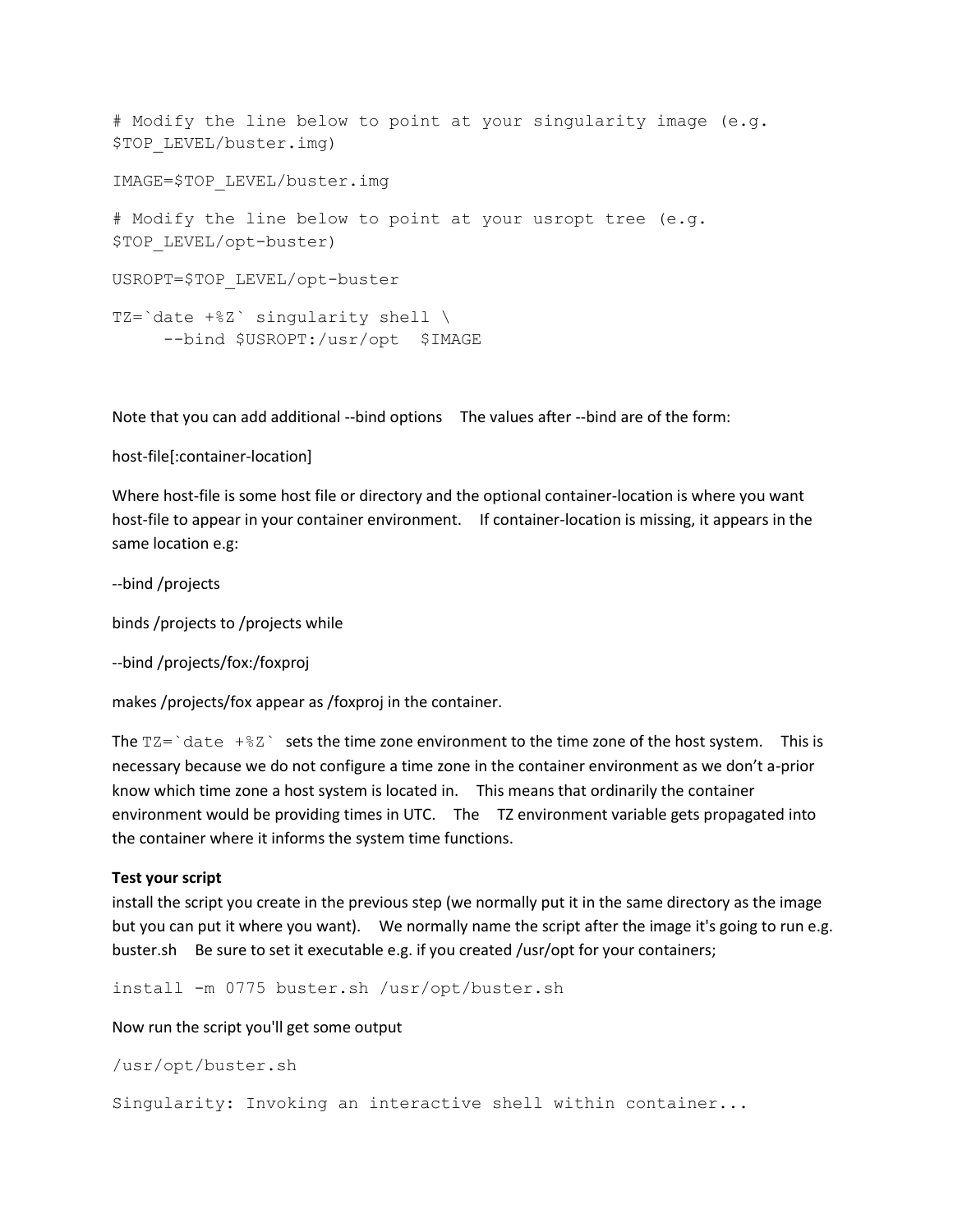```
# Modify the line below to point at your singularity image (e.g.
$TOP_LEVEL/buster.img)

IMAGE=$TOP_LEVEL/buster.img

# Modify the line below to point at your usropt tree (e.g.
$TOP_LEVEL/opt-buster)

USROPT=$TOP_LEVEL/opt-buster

TZ=`date +%Z` singularity shell \
     --bind $USROPT:/usr/opt  $IMAGE
```

Note that you can add additional --bind options The values after --bind are of the form:

host-file[:container-location]

Where host-file is some host file or directory and the optional container-location is where you want host-file to appear in your container environment. If container-location is missing, it appears in the same location e.g:

--bind /projects

binds /projects to /projects while

--bind /projects/fox:/foxproj

makes /projects/fox appear as /foxproj in the container.

The `` TZ=`date +%Z` `` sets the time zone environment to the time zone of the host system. This is necessary because we do not configure a time zone in the container environment as we don't a-prior know which time zone a host system is located in. This means that ordinarily the container environment would be providing times in UTC. The TZ environment variable gets propagated into the container where it informs the system time functions.

**Test your script**

install the script you create in the previous step (we normally put it in the same directory as the image but you can put it where you want). We normally name the script after the image it's going to run e.g. buster.sh Be sure to set it executable e.g. if you created /usr/opt for your containers;

```
install -m 0775 buster.sh /usr/opt/buster.sh
```

Now run the script you'll get some output

```
/usr/opt/buster.sh

Singularity: Invoking an interactive shell within container...
```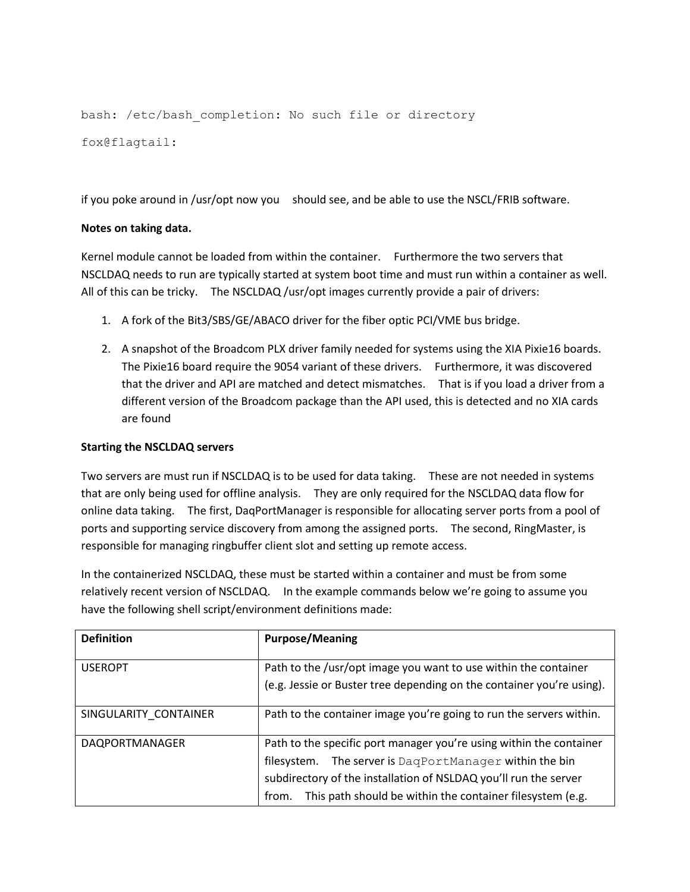```
bash: /etc/bash_completion: No such file or directory
fox@flagtail:
```

if you poke around in /usr/opt now you should see, and be able to use the NSCL/FRIB software.

**Notes on taking data.**

Kernel module cannot be loaded from within the container. Furthermore the two servers that NSCLDAQ needs to run are typically started at system boot time and must run within a container as well. All of this can be tricky. The NSCLDAQ /usr/opt images currently provide a pair of drivers:

1. A fork of the Bit3/SBS/GE/ABACO driver for the fiber optic PCI/VME bus bridge.
2. A snapshot of the Broadcom PLX driver family needed for systems using the XIA Pixie16 boards. The Pixie16 board require the 9054 variant of these drivers. Furthermore, it was discovered that the driver and API are matched and detect mismatches. That is if you load a driver from a different version of the Broadcom package than the API used, this is detected and no XIA cards are found

**Starting the NSCLDAQ servers**

Two servers are must run if NSCLDAQ is to be used for data taking. These are not needed in systems that are only being used for offline analysis. They are only required for the NSCLDAQ data flow for online data taking. The first, DaqPortManager is responsible for allocating server ports from a pool of ports and supporting service discovery from among the assigned ports. The second, RingMaster, is responsible for managing ringbuffer client slot and setting up remote access.

In the containerized NSCLDAQ, these must be started within a container and must be from some relatively recent version of NSCLDAQ. In the example commands below we're going to assume you have the following shell script/environment definitions made:

| Definition | Purpose/Meaning |
|---|---|
| USEROPT | Path to the /usr/opt image you want to use within the container (e.g. Jessie or Buster tree depending on the container you're using). |
| SINGULARITY_CONTAINER | Path to the container image you're going to run the servers within. |
| DAQPORTMANAGER | Path to the specific port manager you're using within the container filesystem. The server is `DaqPortManager` within the bin subdirectory of the installation of NSLDAQ you'll run the server from. This path should be within the container filesystem (e.g. |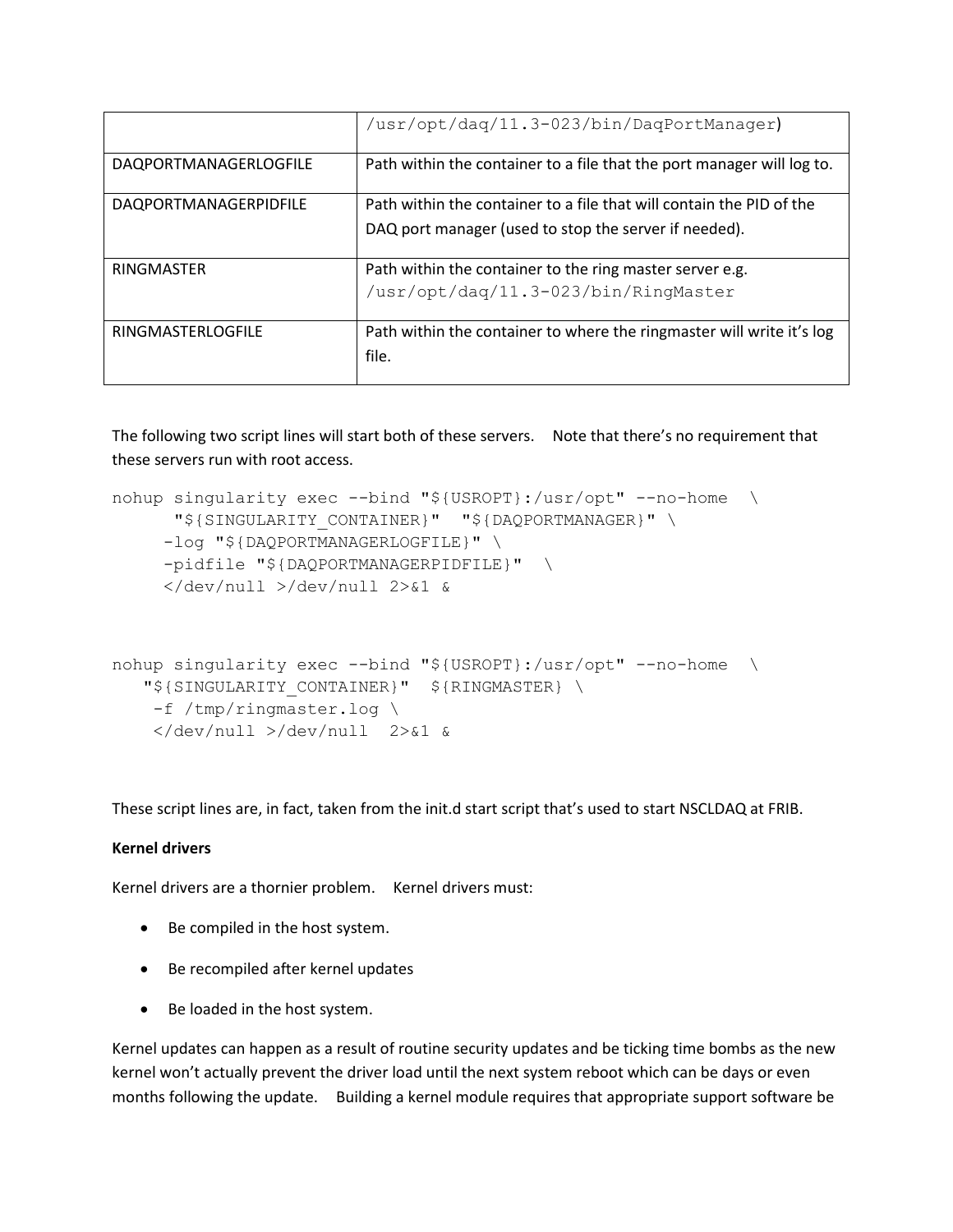|  | /usr/opt/daq/11.3-023/bin/DaqPortManager) |
|---|---|
| DAQPORTMANAGERLOGFILE | Path within the container to a file that the port manager will log to. |
| DAQPORTMANAGERPIDFILE | Path within the container to a file that will contain the PID of the DAQ port manager (used to stop the server if needed). |
| RINGMASTER | Path within the container to the ring master server e.g. /usr/opt/daq/11.3-023/bin/RingMaster |
| RINGMASTERLOGFILE | Path within the container to where the ringmaster will write it's log file. |

The following two script lines will start both of these servers. Note that there's no requirement that these servers run with root access.

```
nohup singularity exec --bind "${USROPT}:/usr/opt" --no-home  \
      "${SINGULARITY_CONTAINER}"  "${DAQPORTMANAGER}" \
     -log "${DAQPORTMANAGERLOGFILE}" \
     -pidfile "${DAQPORTMANAGERPIDFILE}"  \
     </dev/null >/dev/null 2>&1 &


nohup singularity exec --bind "${USROPT}:/usr/opt" --no-home  \
   "${SINGULARITY_CONTAINER}"  ${RINGMASTER} \
    -f /tmp/ringmaster.log \
    </dev/null >/dev/null  2>&1 &
```

These script lines are, in fact, taken from the init.d start script that's used to start NSCLDAQ at FRIB.

**Kernel drivers**

Kernel drivers are a thornier problem. Kernel drivers must:

- Be compiled in the host system.
- Be recompiled after kernel updates
- Be loaded in the host system.

Kernel updates can happen as a result of routine security updates and be ticking time bombs as the new kernel won't actually prevent the driver load until the next system reboot which can be days or even months following the update. Building a kernel module requires that appropriate support software be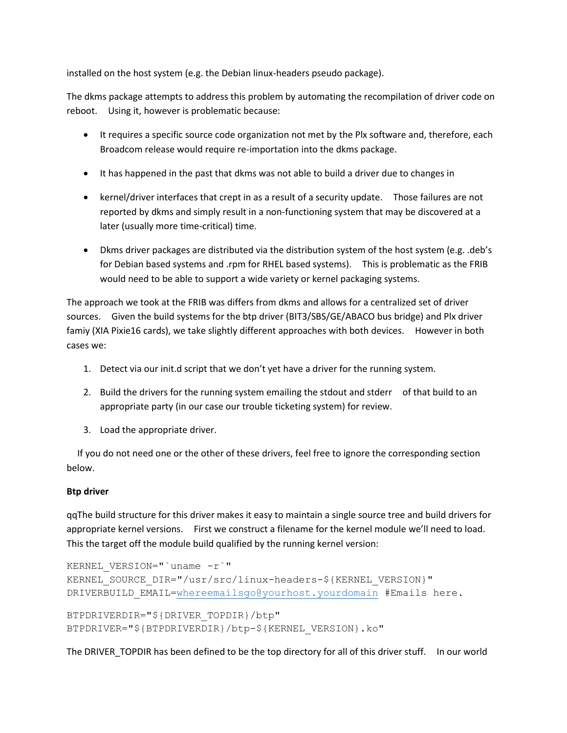installed on the host system (e.g. the Debian linux-headers pseudo package).

The dkms package attempts to address this problem by automating the recompilation of driver code on reboot. Using it, however is problematic because:

- It requires a specific source code organization not met by the Plx software and, therefore, each Broadcom release would require re-importation into the dkms package.
- It has happened in the past that dkms was not able to build a driver due to changes in
- kernel/driver interfaces that crept in as a result of a security update. Those failures are not reported by dkms and simply result in a non-functioning system that may be discovered at a later (usually more time-critical) time.
- Dkms driver packages are distributed via the distribution system of the host system (e.g. .deb's for Debian based systems and .rpm for RHEL based systems). This is problematic as the FRIB would need to be able to support a wide variety or kernel packaging systems.

The approach we took at the FRIB was differs from dkms and allows for a centralized set of driver sources. Given the build systems for the btp driver (BIT3/SBS/GE/ABACO bus bridge) and Plx driver famiy (XIA Pixie16 cards), we take slightly different approaches with both devices. However in both cases we:

1. Detect via our init.d script that we don't yet have a driver for the running system.
2. Build the drivers for the running system emailing the stdout and stderr of that build to an appropriate party (in our case our trouble ticketing system) for review.
3. Load the appropriate driver.

If you do not need one or the other of these drivers, feel free to ignore the corresponding section below.

**Btp driver**

qqThe build structure for this driver makes it easy to maintain a single source tree and build drivers for appropriate kernel versions. First we construct a filename for the kernel module we'll need to load. This the target off the module build qualified by the running kernel version:

```
KERNEL_VERSION="`uname -r`"
KERNEL_SOURCE_DIR="/usr/src/linux-headers-${KERNEL_VERSION}"
DRIVERBUILD_EMAIL=whereemailsgo@yourhost.yourdomain #Emails here.

BTPDRIVERDIR="${DRIVER_TOPDIR}/btp"
BTPDRIVER="${BTPDRIVERDIR}/btp-${KERNEL_VERSION}.ko"
```

The DRIVER_TOPDIR has been defined to be the top directory for all of this driver stuff. In our world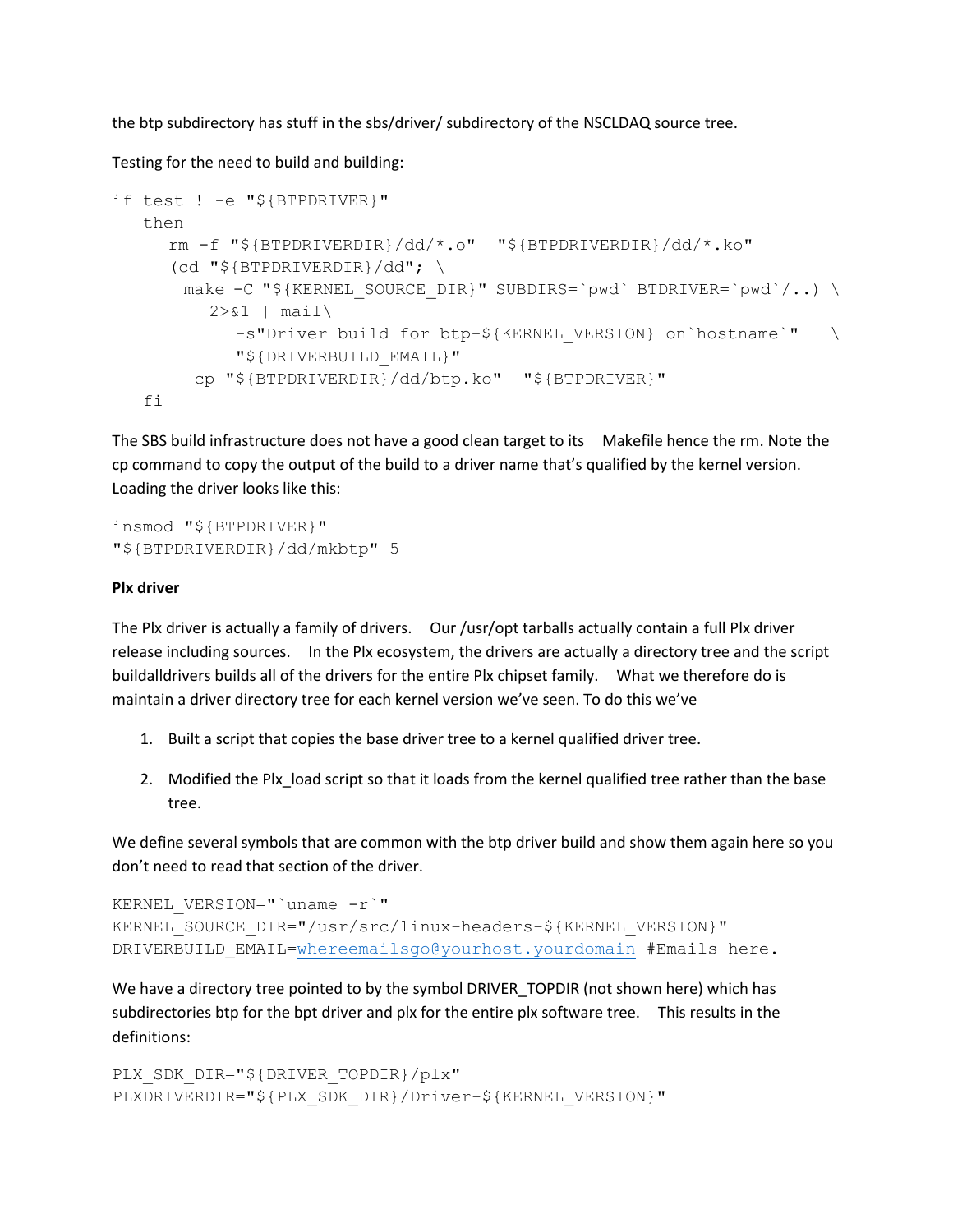the btp subdirectory has stuff in the sbs/driver/ subdirectory of the NSCLDAQ source tree.

Testing for the need to build and building:

```
if test ! -e "${BTPDRIVER}"
   then
      rm -f "${BTPDRIVERDIR}/dd/*.o"  "${BTPDRIVERDIR}/dd/*.ko"
      (cd "${BTPDRIVERDIR}/dd"; \
       make -C "${KERNEL_SOURCE_DIR}" SUBDIRS=`pwd` BTDRIVER=`pwd`/..) \
          2>&1 | mail\
             -s"Driver build for btp-${KERNEL_VERSION} on`hostname`"    \
             "${DRIVERBUILD_EMAIL}"
        cp "${BTPDRIVERDIR}/dd/btp.ko"  "${BTPDRIVER}"
   fi
```

The SBS build infrastructure does not have a good clean target to its  Makefile hence the rm. Note the cp command to copy the output of the build to a driver name that's qualified by the kernel version. Loading the driver looks like this:

```
insmod "${BTPDRIVER}"
"${BTPDRIVERDIR}/dd/mkbtp" 5
```

**Plx driver**

The Plx driver is actually a family of drivers.  Our /usr/opt tarballs actually contain a full Plx driver release including sources.  In the Plx ecosystem, the drivers are actually a directory tree and the script buildalldrivers builds all of the drivers for the entire Plx chipset family.  What we therefore do is maintain a driver directory tree for each kernel version we've seen. To do this we've

1. Built a script that copies the base driver tree to a kernel qualified driver tree.
2. Modified the Plx_load script so that it loads from the kernel qualified tree rather than the base tree.

We define several symbols that are common with the btp driver build and show them again here so you don't need to read that section of the driver.

```
KERNEL_VERSION="`uname -r`"
KERNEL_SOURCE_DIR="/usr/src/linux-headers-${KERNEL_VERSION}"
DRIVERBUILD_EMAIL=whereemailsgo@yourhost.yourdomain #Emails here.
```

We have a directory tree pointed to by the symbol DRIVER_TOPDIR (not shown here) which has subdirectories btp for the bpt driver and plx for the entire plx software tree.  This results in the definitions:

```
PLX_SDK_DIR="${DRIVER_TOPDIR}/plx"
PLXDRIVERDIR="${PLX_SDK_DIR}/Driver-${KERNEL_VERSION}"
```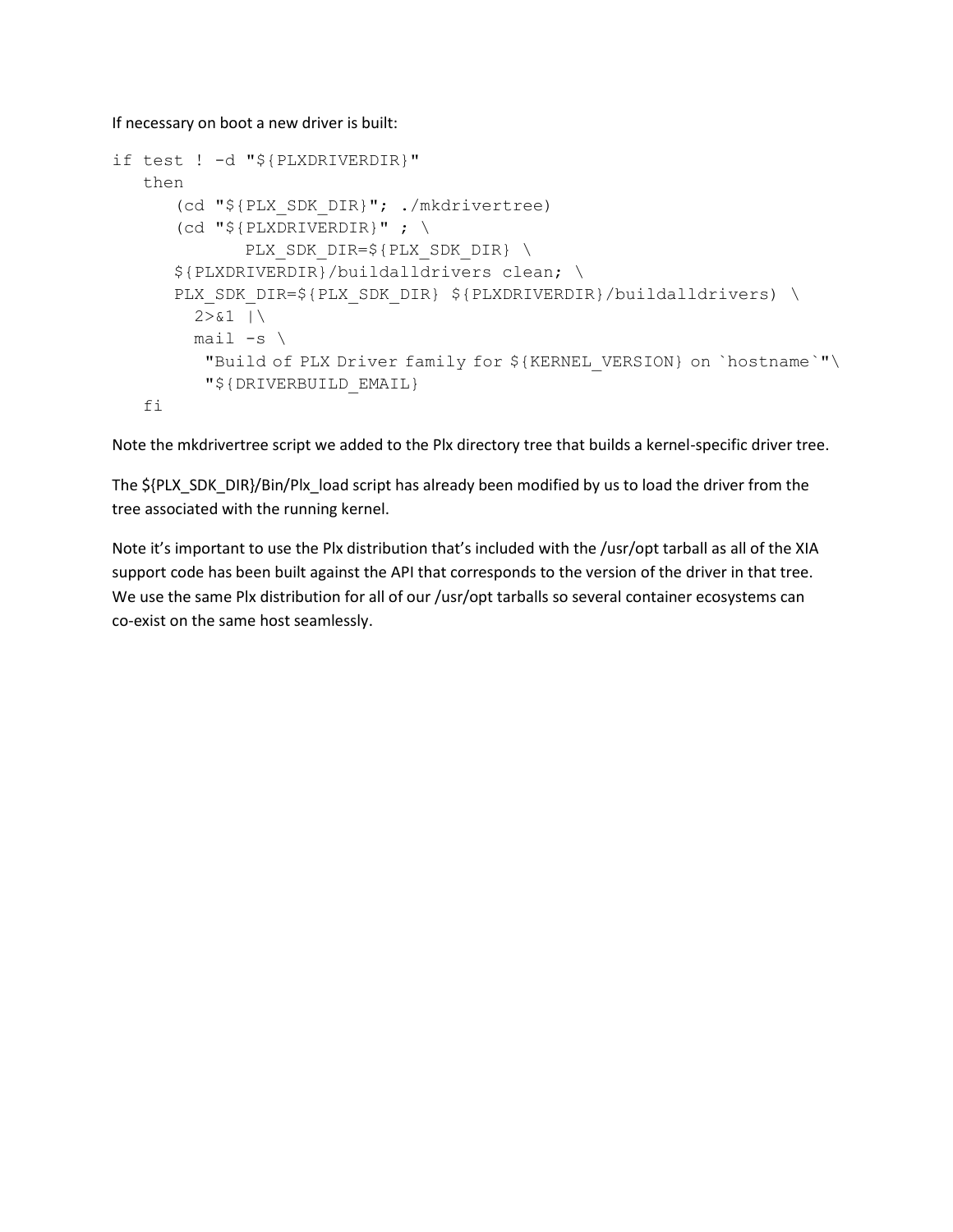If necessary on boot a new driver is built:

```
if test ! -d "${PLXDRIVERDIR}"
   then
      (cd "${PLX_SDK_DIR}"; ./mkdrivertree)
      (cd "${PLXDRIVERDIR}" ; \
             PLX_SDK_DIR=${PLX_SDK_DIR} \
      ${PLXDRIVERDIR}/buildalldrivers clean; \
      PLX_SDK_DIR=${PLX_SDK_DIR} ${PLXDRIVERDIR}/buildalldrivers) \
        2>&1 |\
        mail -s \
         "Build of PLX Driver family for ${KERNEL_VERSION} on `hostname`"\
         "${DRIVERBUILD_EMAIL}
   fi
```

Note the mkdrivertree script we added to the Plx directory tree that builds a kernel-specific driver tree.

The ${PLX_SDK_DIR}/Bin/Plx_load script has already been modified by us to load the driver from the tree associated with the running kernel.

Note it's important to use the Plx distribution that's included with the /usr/opt tarball as all of the XIA support code has been built against the API that corresponds to the version of the driver in that tree. We use the same Plx distribution for all of our /usr/opt tarballs so several container ecosystems can co-exist on the same host seamlessly.